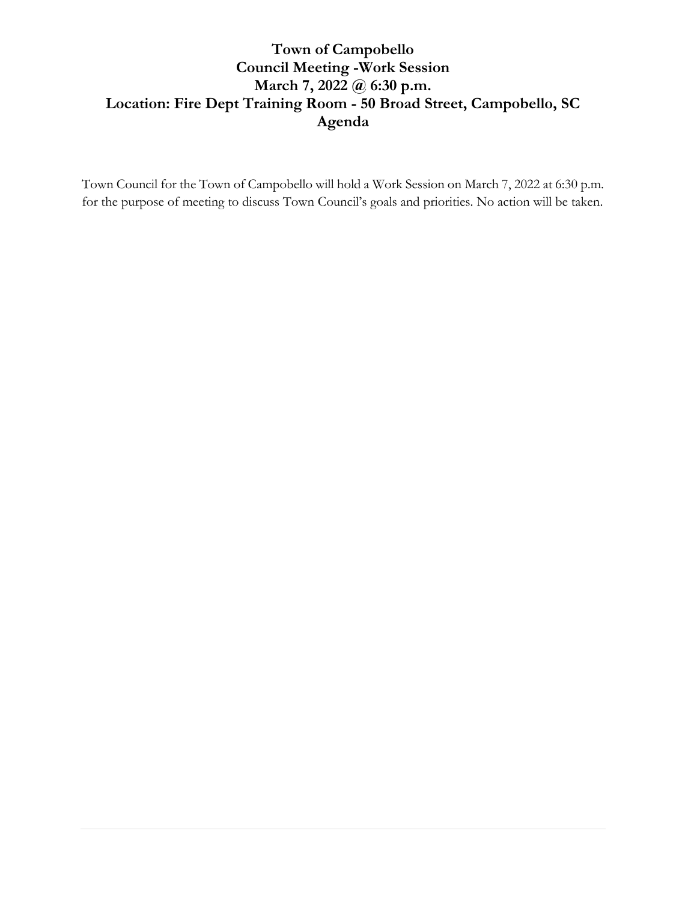# Town of Campobello
# Council Meeting -Work Session
# March 7, 2022 @ 6:30 p.m.
# Location: Fire Dept Training Room - 50 Broad Street, Campobello, SC
# Agenda

Town Council for the Town of Campobello will hold a Work Session on March 7, 2022 at 6:30 p.m. for the purpose of meeting to discuss Town Council's goals and priorities. No action will be taken.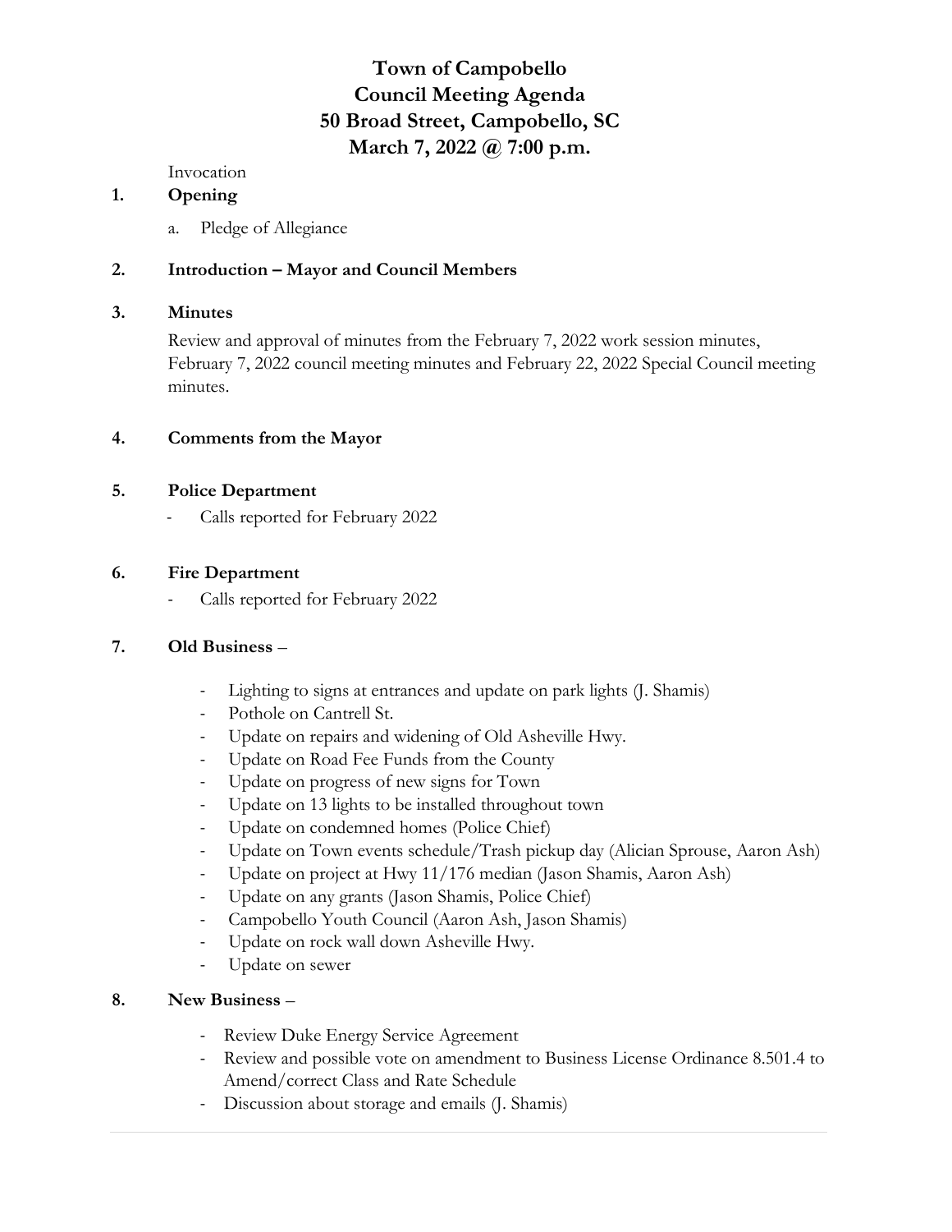# Town of Campobello
# Council Meeting Agenda
# 50 Broad Street, Campobello, SC
# March 7, 2022 @ 7:00 p.m.

Invocation

**1. Opening**

a. Pledge of Allegiance

**2. Introduction – Mayor and Council Members**

**3. Minutes**

Review and approval of minutes from the February 7, 2022 work session minutes, February 7, 2022 council meeting minutes and February 22, 2022 Special Council meeting minutes.

**4. Comments from the Mayor**

**5. Police Department**

- Calls reported for February 2022

**6. Fire Department**

- Calls reported for February 2022

**7. Old Business** –

- Lighting to signs at entrances and update on park lights (J. Shamis)
- Pothole on Cantrell St.
- Update on repairs and widening of Old Asheville Hwy.
- Update on Road Fee Funds from the County
- Update on progress of new signs for Town
- Update on 13 lights to be installed throughout town
- Update on condemned homes (Police Chief)
- Update on Town events schedule/Trash pickup day (Alician Sprouse, Aaron Ash)
- Update on project at Hwy 11/176 median (Jason Shamis, Aaron Ash)
- Update on any grants (Jason Shamis, Police Chief)
- Campobello Youth Council (Aaron Ash, Jason Shamis)
- Update on rock wall down Asheville Hwy.
- Update on sewer

**8. New Business** –

- Review Duke Energy Service Agreement
- Review and possible vote on amendment to Business License Ordinance 8.501.4 to Amend/correct Class and Rate Schedule
- Discussion about storage and emails (J. Shamis)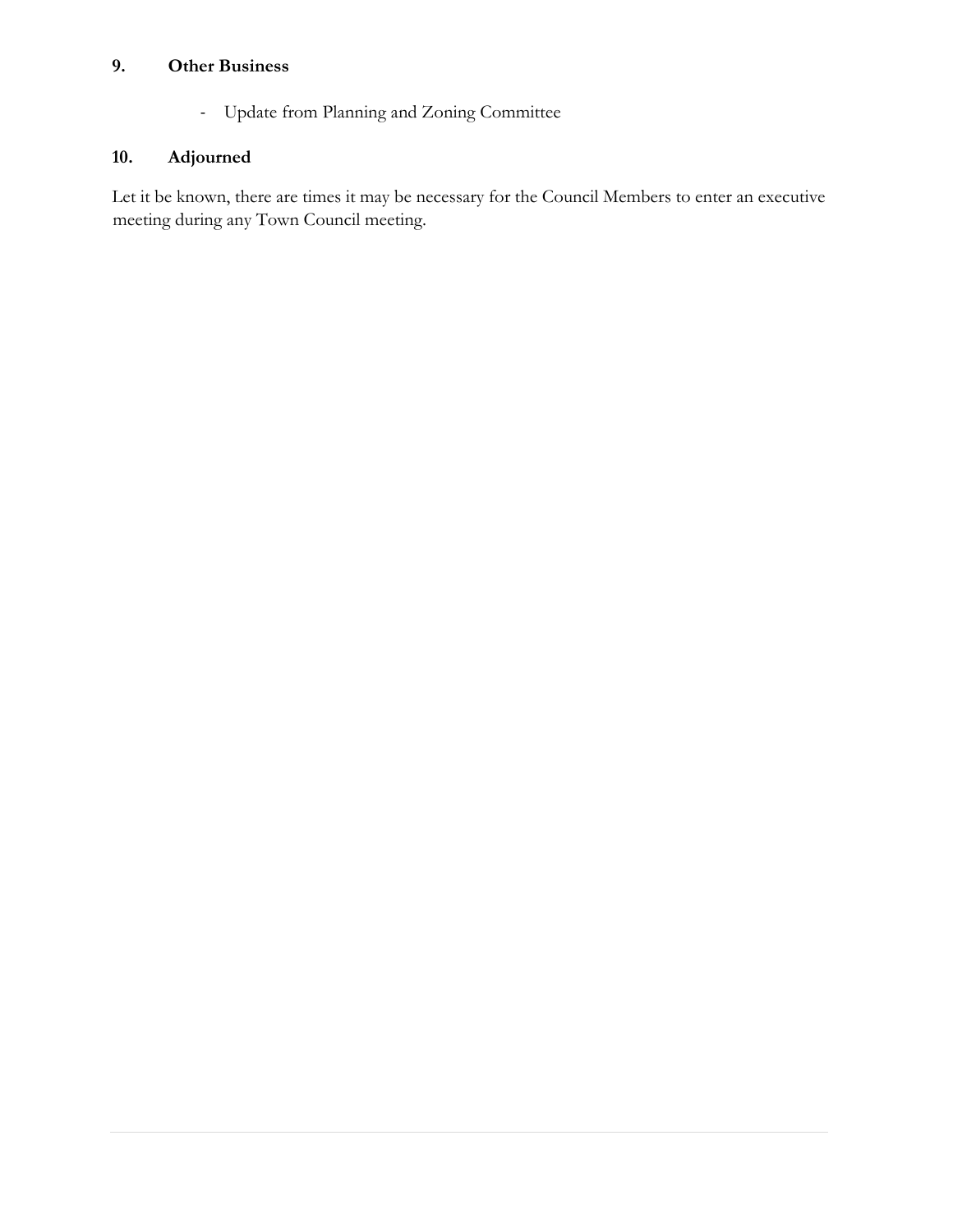## 9. Other Business

- Update from Planning and Zoning Committee

## 10. Adjourned

Let it be known, there are times it may be necessary for the Council Members to enter an executive meeting during any Town Council meeting.